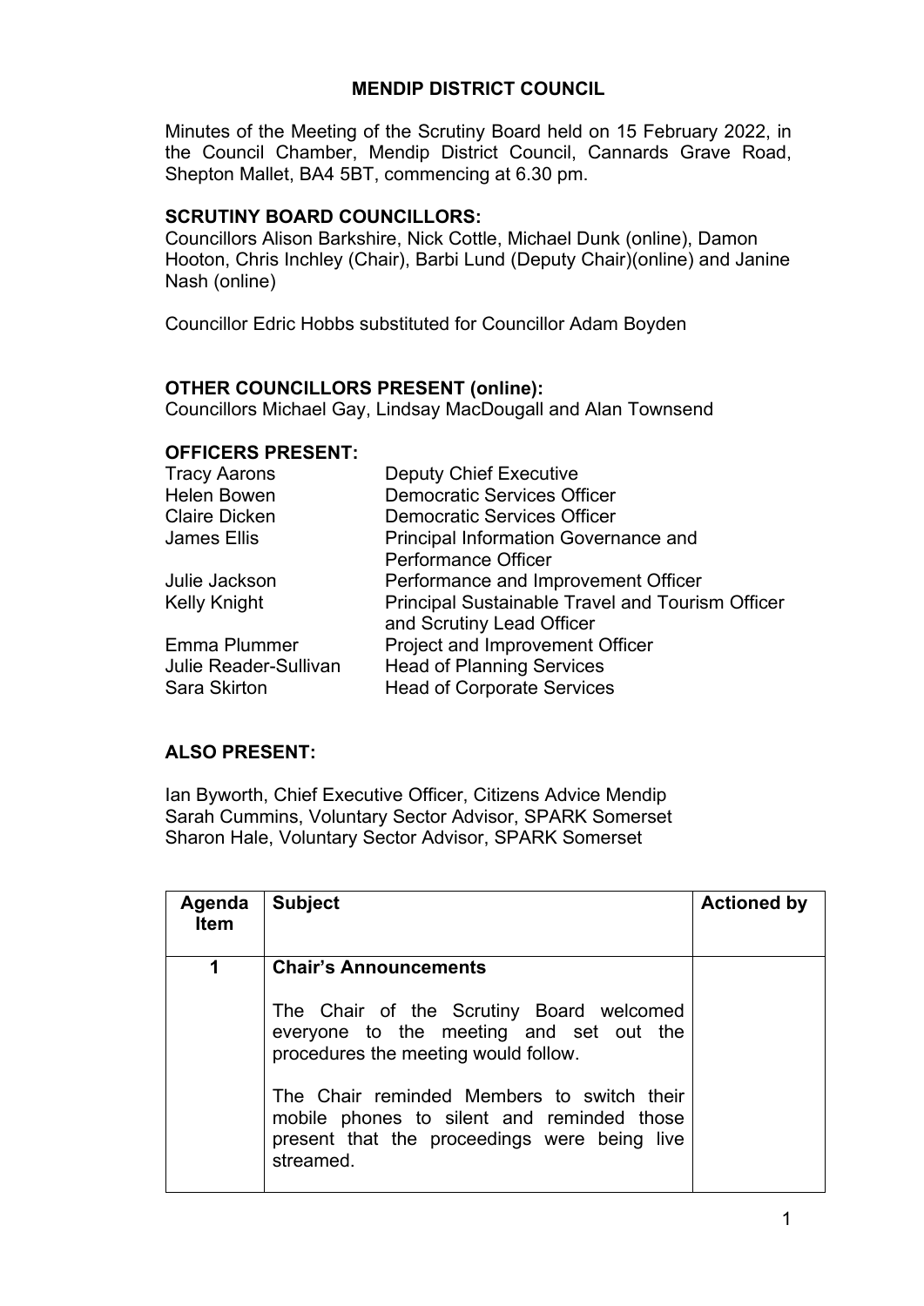# MENDIP DISTRICT COUNCIL

Minutes of the Meeting of the Scrutiny Board held on 15 February 2022, in the Council Chamber, Mendip District Council, Cannards Grave Road, Shepton Mallet, BA4 5BT, commencing at 6.30 pm.

**SCRUTINY BOARD COUNCILLORS:**
Councillors Alison Barkshire, Nick Cottle, Michael Dunk (online), Damon Hooton, Chris Inchley (Chair), Barbi Lund (Deputy Chair)(online) and Janine Nash (online)

Councillor Edric Hobbs substituted for Councillor Adam Boyden

**OTHER COUNCILLORS PRESENT (online):**
Councillors Michael Gay, Lindsay MacDougall and Alan Townsend

**OFFICERS PRESENT:**

| | |
|---|---|
| Tracy Aarons | Deputy Chief Executive |
| Helen Bowen | Democratic Services Officer |
| Claire Dicken | Democratic Services Officer |
| James Ellis | Principal Information Governance and Performance Officer |
| Julie Jackson | Performance and Improvement Officer |
| Kelly Knight | Principal Sustainable Travel and Tourism Officer and Scrutiny Lead Officer |
| Emma Plummer | Project and Improvement Officer |
| Julie Reader-Sullivan | Head of Planning Services |
| Sara Skirton | Head of Corporate Services |

**ALSO PRESENT:**

Ian Byworth, Chief Executive Officer, Citizens Advice Mendip
Sarah Cummins, Voluntary Sector Advisor, SPARK Somerset
Sharon Hale, Voluntary Sector Advisor, SPARK Somerset

| Agenda Item | Subject | Actioned by |
|---|---|---|
| 1 | **Chair's Announcements**<br><br>The Chair of the Scrutiny Board welcomed everyone to the meeting and set out the procedures the meeting would follow.<br><br>The Chair reminded Members to switch their mobile phones to silent and reminded those present that the proceedings were being live streamed. | |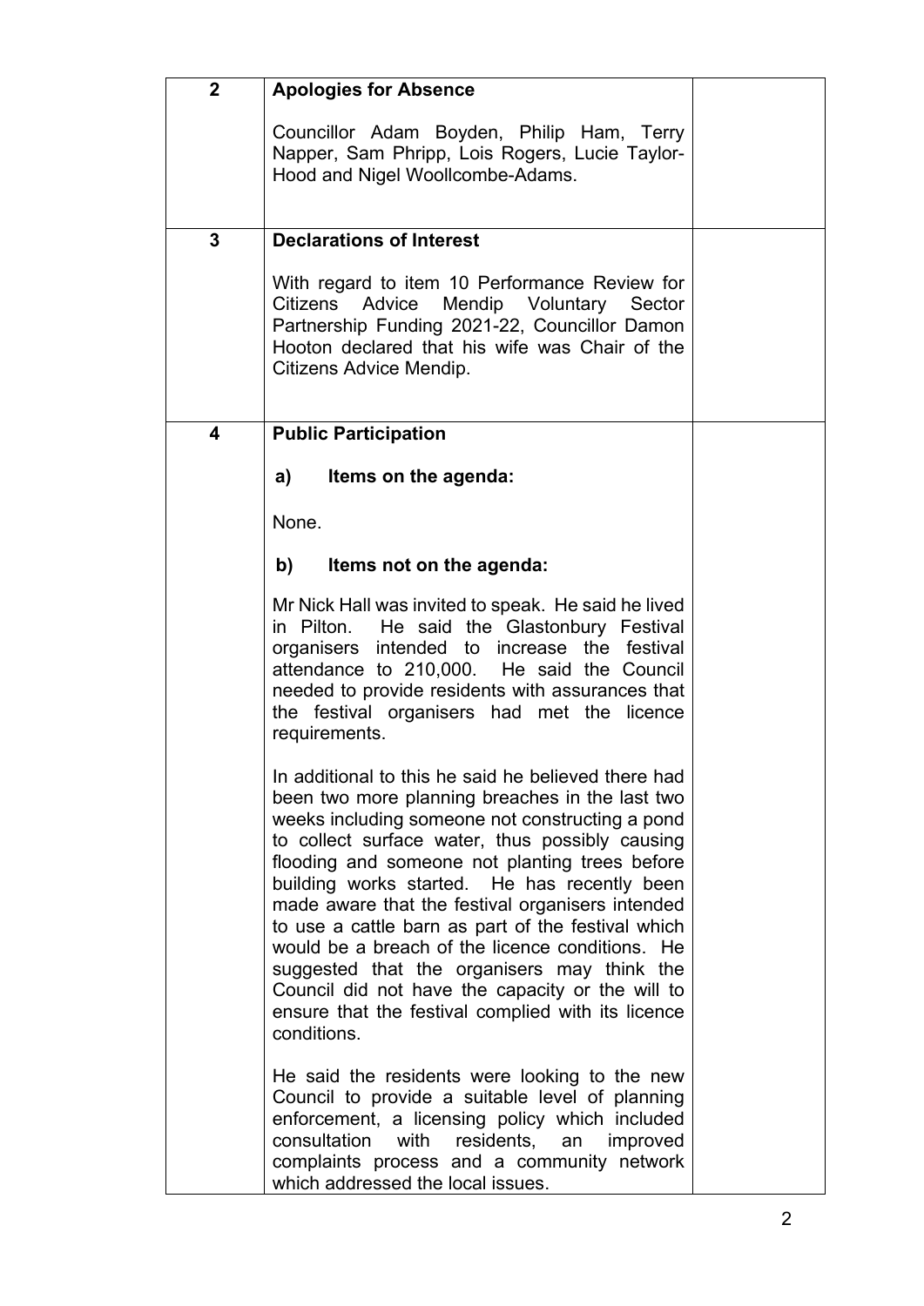| | | |
|---|---|---|
| **2** | **Apologies for Absence**<br><br>Councillor Adam Boyden, Philip Ham, Terry Napper, Sam Phripp, Lois Rogers, Lucie Taylor-Hood and Nigel Woollcombe-Adams. | |
| **3** | **Declarations of Interest**<br><br>With regard to item 10 Performance Review for Citizens Advice Mendip Voluntary Sector Partnership Funding 2021-22, Councillor Damon Hooton declared that his wife was Chair of the Citizens Advice Mendip. | |
| **4** | **Public Participation**<br><br>**a) Items on the agenda:**<br><br>None.<br><br>**b) Items not on the agenda:**<br><br>Mr Nick Hall was invited to speak. He said he lived in Pilton. He said the Glastonbury Festival organisers intended to increase the festival attendance to 210,000. He said the Council needed to provide residents with assurances that the festival organisers had met the licence requirements.<br><br>In additional to this he said he believed there had been two more planning breaches in the last two weeks including someone not constructing a pond to collect surface water, thus possibly causing flooding and someone not planting trees before building works started. He has recently been made aware that the festival organisers intended to use a cattle barn as part of the festival which would be a breach of the licence conditions. He suggested that the organisers may think the Council did not have the capacity or the will to ensure that the festival complied with its licence conditions.<br><br>He said the residents were looking to the new Council to provide a suitable level of planning enforcement, a licensing policy which included consultation with residents, an improved complaints process and a community network which addressed the local issues. | |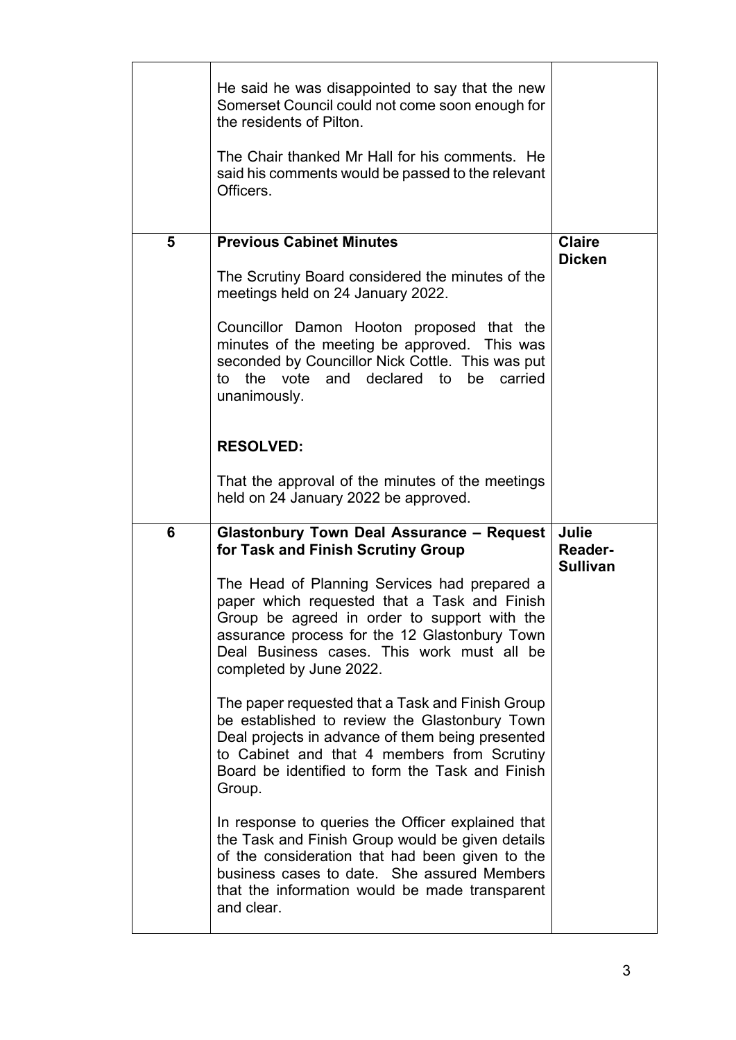| | | |
|---|---|---|
| | He said he was disappointed to say that the new Somerset Council could not come soon enough for the residents of Pilton.<br><br>The Chair thanked Mr Hall for his comments. He said his comments would be passed to the relevant Officers. | |
| **5** | **Previous Cabinet Minutes**<br><br>The Scrutiny Board considered the minutes of the meetings held on 24 January 2022.<br><br>Councillor Damon Hooton proposed that the minutes of the meeting be approved. This was seconded by Councillor Nick Cottle. This was put to the vote and declared to be carried unanimously.<br><br>**RESOLVED:**<br><br>That the approval of the minutes of the meetings held on 24 January 2022 be approved. | **Claire Dicken** |
| **6** | **Glastonbury Town Deal Assurance – Request for Task and Finish Scrutiny Group**<br><br>The Head of Planning Services had prepared a paper which requested that a Task and Finish Group be agreed in order to support with the assurance process for the 12 Glastonbury Town Deal Business cases. This work must all be completed by June 2022.<br><br>The paper requested that a Task and Finish Group be established to review the Glastonbury Town Deal projects in advance of them being presented to Cabinet and that 4 members from Scrutiny Board be identified to form the Task and Finish Group.<br><br>In response to queries the Officer explained that the Task and Finish Group would be given details of the consideration that had been given to the business cases to date. She assured Members that the information would be made transparent and clear. | **Julie Reader-Sullivan** |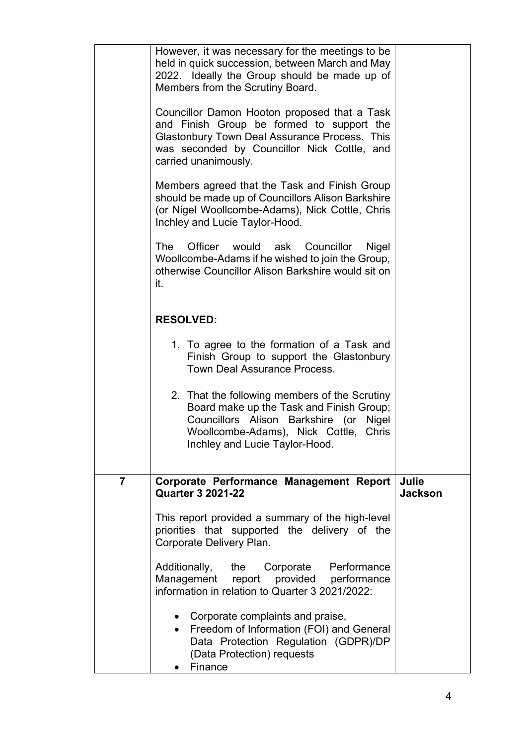| | | |
|---|---|---|
| | However, it was necessary for the meetings to be held in quick succession, between March and May 2022. Ideally the Group should be made up of Members from the Scrutiny Board.<br><br>Councillor Damon Hooton proposed that a Task and Finish Group be formed to support the Glastonbury Town Deal Assurance Process. This was seconded by Councillor Nick Cottle, and carried unanimously.<br><br>Members agreed that the Task and Finish Group should be made up of Councillors Alison Barkshire (or Nigel Woollcombe-Adams), Nick Cottle, Chris Inchley and Lucie Taylor-Hood.<br><br>The Officer would ask Councillor Nigel Woollcombe-Adams if he wished to join the Group, otherwise Councillor Alison Barkshire would sit on it.<br><br>**RESOLVED:**<br><br>1. To agree to the formation of a Task and Finish Group to support the Glastonbury Town Deal Assurance Process.<br><br>2. That the following members of the Scrutiny Board make up the Task and Finish Group; Councillors Alison Barkshire (or Nigel Woollcombe-Adams), Nick Cottle, Chris Inchley and Lucie Taylor-Hood. | |
| **7** | **Corporate Performance Management Report Quarter 3 2021-22**<br><br>This report provided a summary of the high-level priorities that supported the delivery of the Corporate Delivery Plan.<br><br>Additionally, the Corporate Performance Management report provided performance information in relation to Quarter 3 2021/2022:<br><br>• Corporate complaints and praise,<br>• Freedom of Information (FOI) and General Data Protection Regulation (GDPR)/DP (Data Protection) requests<br>• Finance | **Julie Jackson** |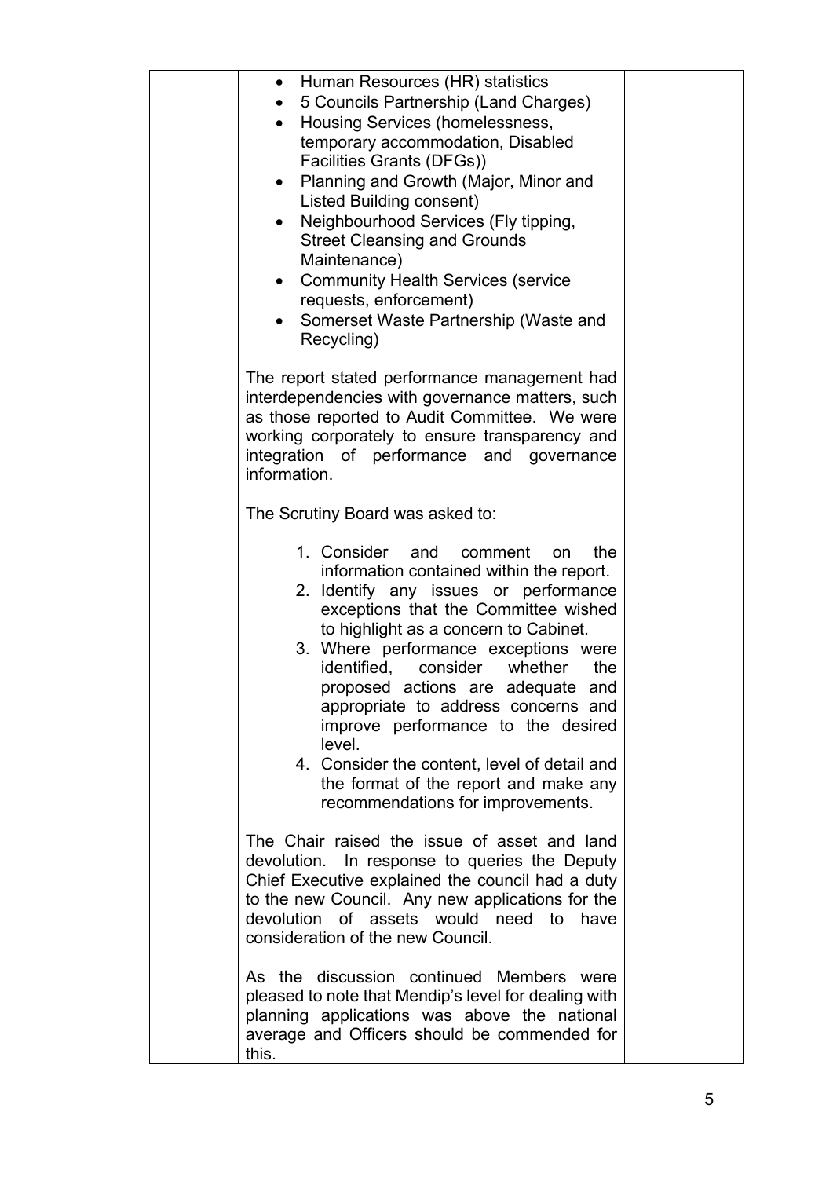- Human Resources (HR) statistics
- 5 Councils Partnership (Land Charges)
- Housing Services (homelessness, temporary accommodation, Disabled Facilities Grants (DFGs))
- Planning and Growth (Major, Minor and Listed Building consent)
- Neighbourhood Services (Fly tipping, Street Cleansing and Grounds Maintenance)
- Community Health Services (service requests, enforcement)
- Somerset Waste Partnership (Waste and Recycling)

The report stated performance management had interdependencies with governance matters, such as those reported to Audit Committee. We were working corporately to ensure transparency and integration of performance and governance information.

The Scrutiny Board was asked to:

1. Consider and comment on the information contained within the report.
2. Identify any issues or performance exceptions that the Committee wished to highlight as a concern to Cabinet.
3. Where performance exceptions were identified, consider whether the proposed actions are adequate and appropriate to address concerns and improve performance to the desired level.
4. Consider the content, level of detail and the format of the report and make any recommendations for improvements.

The Chair raised the issue of asset and land devolution. In response to queries the Deputy Chief Executive explained the council had a duty to the new Council. Any new applications for the devolution of assets would need to have consideration of the new Council.

As the discussion continued Members were pleased to note that Mendip's level for dealing with planning applications was above the national average and Officers should be commended for this.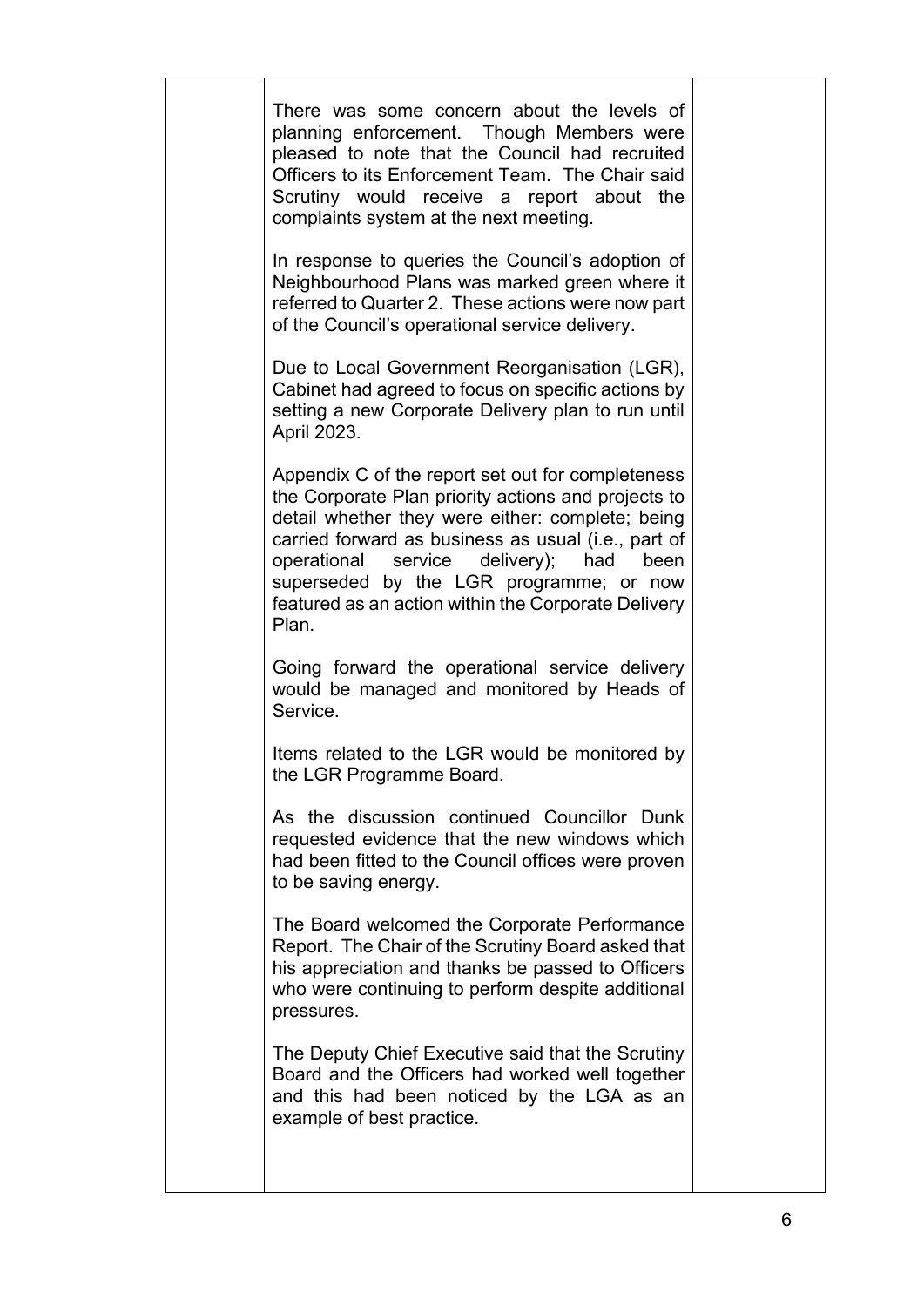| | | |
|---|---|---|
| | There was some concern about the levels of planning enforcement. Though Members were pleased to note that the Council had recruited Officers to its Enforcement Team. The Chair said Scrutiny would receive a report about the complaints system at the next meeting.<br><br>In response to queries the Council's adoption of Neighbourhood Plans was marked green where it referred to Quarter 2. These actions were now part of the Council's operational service delivery.<br><br>Due to Local Government Reorganisation (LGR), Cabinet had agreed to focus on specific actions by setting a new Corporate Delivery plan to run until April 2023.<br><br>Appendix C of the report set out for completeness the Corporate Plan priority actions and projects to detail whether they were either: complete; being carried forward as business as usual (i.e., part of operational service delivery); had been superseded by the LGR programme; or now featured as an action within the Corporate Delivery Plan.<br><br>Going forward the operational service delivery would be managed and monitored by Heads of Service.<br><br>Items related to the LGR would be monitored by the LGR Programme Board.<br><br>As the discussion continued Councillor Dunk requested evidence that the new windows which had been fitted to the Council offices were proven to be saving energy.<br><br>The Board welcomed the Corporate Performance Report. The Chair of the Scrutiny Board asked that his appreciation and thanks be passed to Officers who were continuing to perform despite additional pressures.<br><br>The Deputy Chief Executive said that the Scrutiny Board and the Officers had worked well together and this had been noticed by the LGA as an example of best practice. | |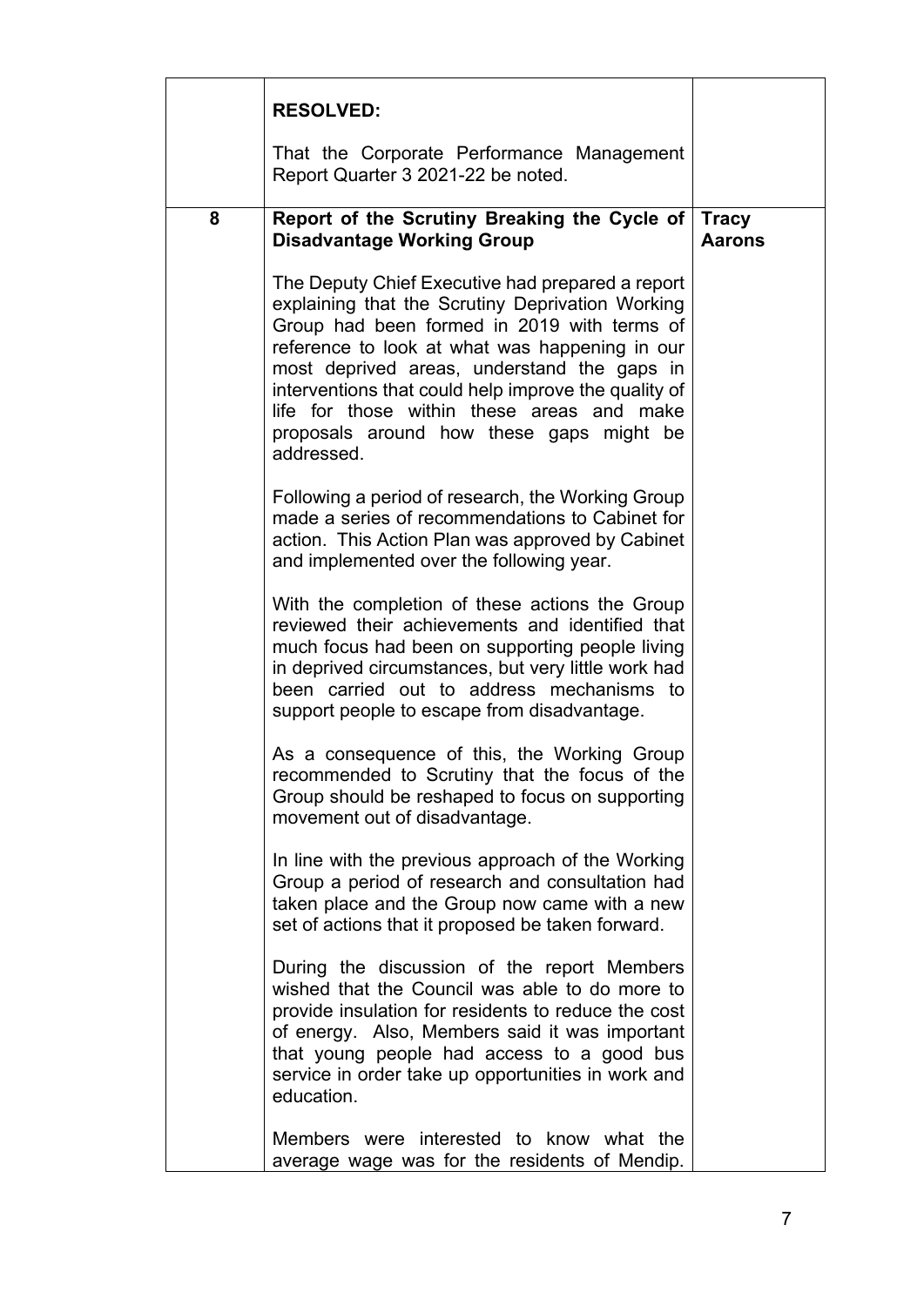| | | |
|---|---|---|
| | **RESOLVED:**<br><br>That the Corporate Performance Management Report Quarter 3 2021-22 be noted. | |
| 8 | **Report of the Scrutiny Breaking the Cycle of Disadvantage Working Group**<br><br>The Deputy Chief Executive had prepared a report explaining that the Scrutiny Deprivation Working Group had been formed in 2019 with terms of reference to look at what was happening in our most deprived areas, understand the gaps in interventions that could help improve the quality of life for those within these areas and make proposals around how these gaps might be addressed.<br><br>Following a period of research, the Working Group made a series of recommendations to Cabinet for action. This Action Plan was approved by Cabinet and implemented over the following year.<br><br>With the completion of these actions the Group reviewed their achievements and identified that much focus had been on supporting people living in deprived circumstances, but very little work had been carried out to address mechanisms to support people to escape from disadvantage.<br><br>As a consequence of this, the Working Group recommended to Scrutiny that the focus of the Group should be reshaped to focus on supporting movement out of disadvantage.<br><br>In line with the previous approach of the Working Group a period of research and consultation had taken place and the Group now came with a new set of actions that it proposed be taken forward.<br><br>During the discussion of the report Members wished that the Council was able to do more to provide insulation for residents to reduce the cost of energy. Also, Members said it was important that young people had access to a good bus service in order take up opportunities in work and education.<br><br>Members were interested to know what the average wage was for the residents of Mendip. | **Tracy Aarons** |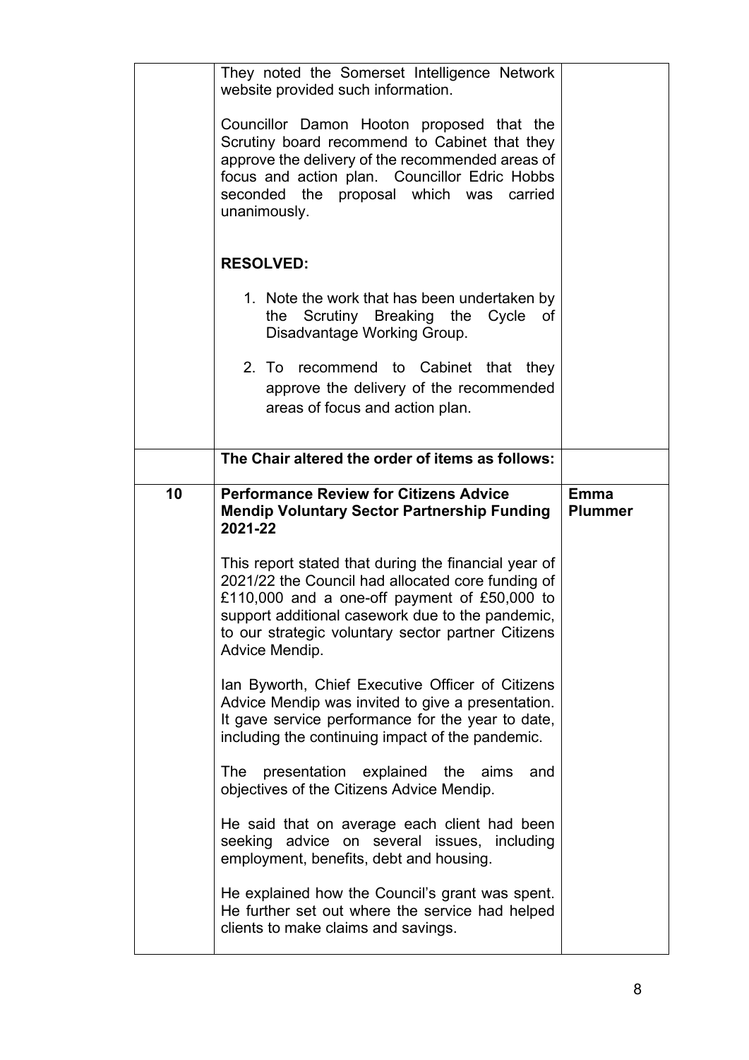| | | |
|---|---|---|
| | They noted the Somerset Intelligence Network website provided such information.<br><br>Councillor Damon Hooton proposed that the Scrutiny board recommend to Cabinet that they approve the delivery of the recommended areas of focus and action plan. Councillor Edric Hobbs seconded the proposal which was carried unanimously.<br><br>**RESOLVED:**<br><br>1. Note the work that has been undertaken by the Scrutiny Breaking the Cycle of Disadvantage Working Group.<br><br>2. To recommend to Cabinet that they approve the delivery of the recommended areas of focus and action plan. | |
| | **The Chair altered the order of items as follows:** | |
| **10** | **Performance Review for Citizens Advice Mendip Voluntary Sector Partnership Funding 2021-22**<br><br>This report stated that during the financial year of 2021/22 the Council had allocated core funding of £110,000 and a one-off payment of £50,000 to support additional casework due to the pandemic, to our strategic voluntary sector partner Citizens Advice Mendip.<br><br>Ian Byworth, Chief Executive Officer of Citizens Advice Mendip was invited to give a presentation. It gave service performance for the year to date, including the continuing impact of the pandemic.<br><br>The presentation explained the aims and objectives of the Citizens Advice Mendip.<br><br>He said that on average each client had been seeking advice on several issues, including employment, benefits, debt and housing.<br><br>He explained how the Council's grant was spent. He further set out where the service had helped clients to make claims and savings. | **Emma Plummer** |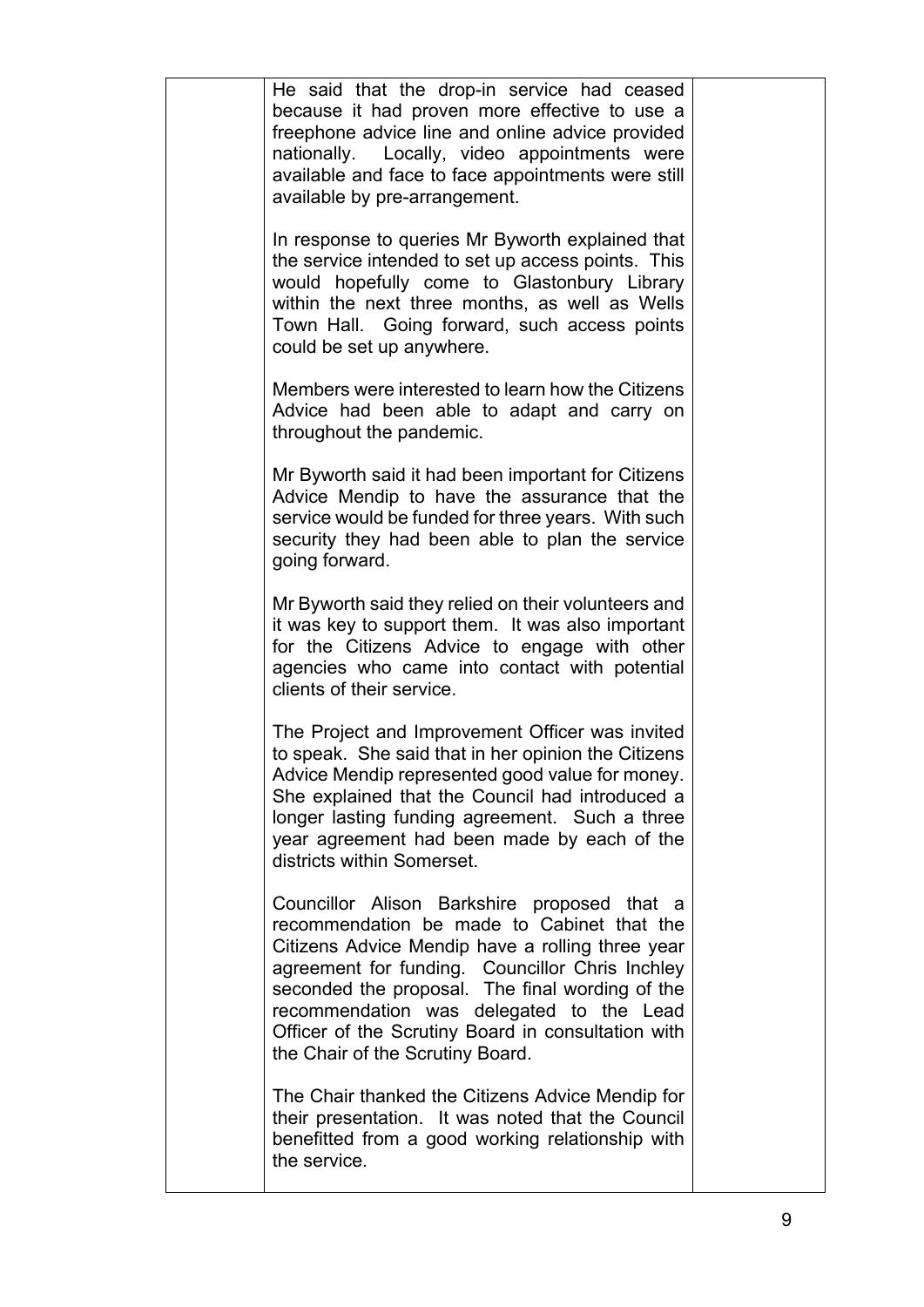He said that the drop-in service had ceased because it had proven more effective to use a freephone advice line and online advice provided nationally. Locally, video appointments were available and face to face appointments were still available by pre-arrangement.

In response to queries Mr Byworth explained that the service intended to set up access points. This would hopefully come to Glastonbury Library within the next three months, as well as Wells Town Hall. Going forward, such access points could be set up anywhere.

Members were interested to learn how the Citizens Advice had been able to adapt and carry on throughout the pandemic.

Mr Byworth said it had been important for Citizens Advice Mendip to have the assurance that the service would be funded for three years. With such security they had been able to plan the service going forward.

Mr Byworth said they relied on their volunteers and it was key to support them. It was also important for the Citizens Advice to engage with other agencies who came into contact with potential clients of their service.

The Project and Improvement Officer was invited to speak. She said that in her opinion the Citizens Advice Mendip represented good value for money. She explained that the Council had introduced a longer lasting funding agreement. Such a three year agreement had been made by each of the districts within Somerset.

Councillor Alison Barkshire proposed that a recommendation be made to Cabinet that the Citizens Advice Mendip have a rolling three year agreement for funding. Councillor Chris Inchley seconded the proposal. The final wording of the recommendation was delegated to the Lead Officer of the Scrutiny Board in consultation with the Chair of the Scrutiny Board.

The Chair thanked the Citizens Advice Mendip for their presentation. It was noted that the Council benefitted from a good working relationship with the service.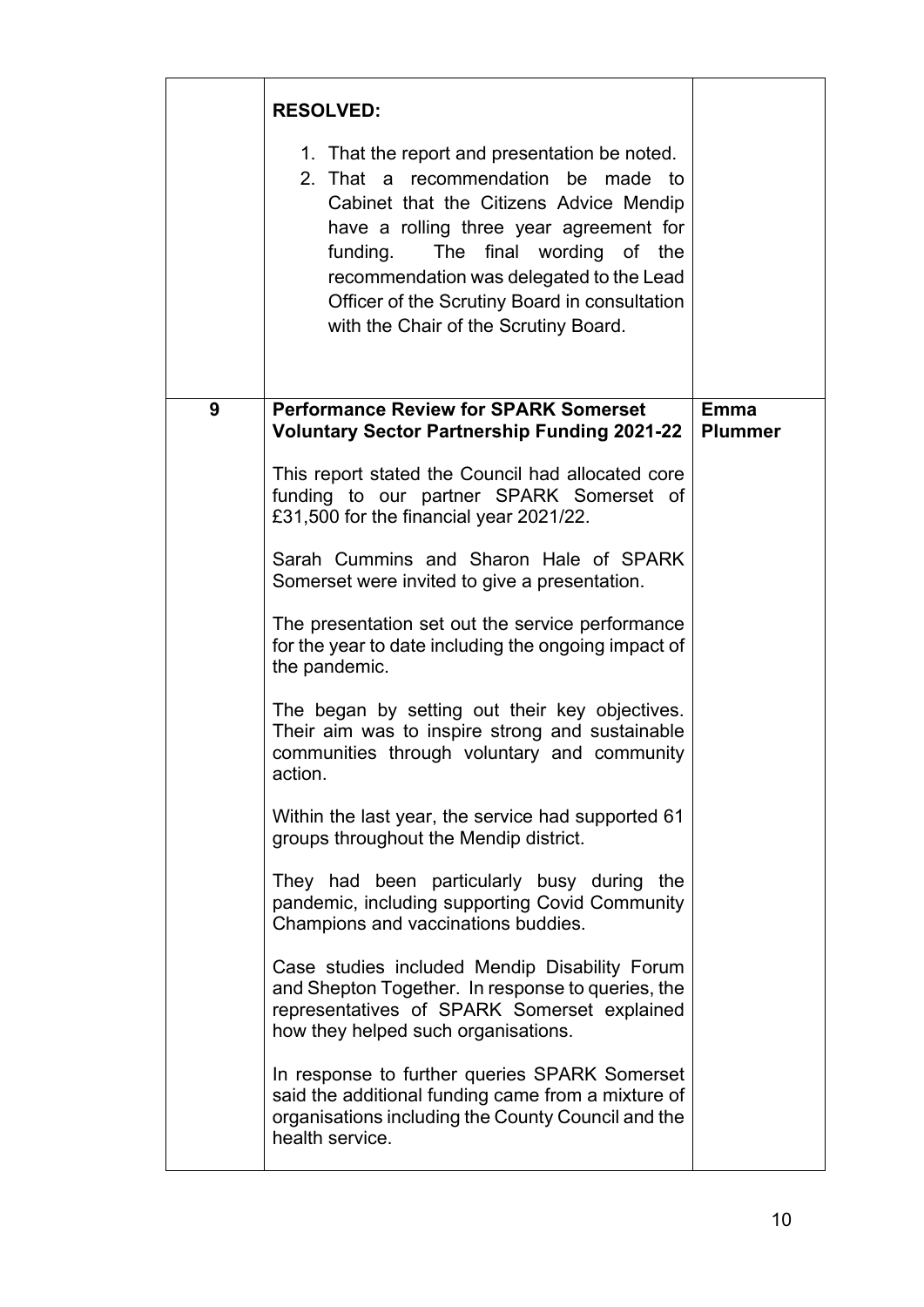| | | |
|---|---|---|
| | **RESOLVED:**<br><br>1. That the report and presentation be noted.<br>2. That a recommendation be made to Cabinet that the Citizens Advice Mendip have a rolling three year agreement for funding. The final wording of the recommendation was delegated to the Lead Officer of the Scrutiny Board in consultation with the Chair of the Scrutiny Board. | |
| 9 | **Performance Review for SPARK Somerset Voluntary Sector Partnership Funding 2021-22**<br><br>This report stated the Council had allocated core funding to our partner SPARK Somerset of £31,500 for the financial year 2021/22.<br><br>Sarah Cummins and Sharon Hale of SPARK Somerset were invited to give a presentation.<br><br>The presentation set out the service performance for the year to date including the ongoing impact of the pandemic.<br><br>The began by setting out their key objectives. Their aim was to inspire strong and sustainable communities through voluntary and community action.<br><br>Within the last year, the service had supported 61 groups throughout the Mendip district.<br><br>They had been particularly busy during the pandemic, including supporting Covid Community Champions and vaccinations buddies.<br><br>Case studies included Mendip Disability Forum and Shepton Together. In response to queries, the representatives of SPARK Somerset explained how they helped such organisations.<br><br>In response to further queries SPARK Somerset said the additional funding came from a mixture of organisations including the County Council and the health service. | **Emma Plummer** |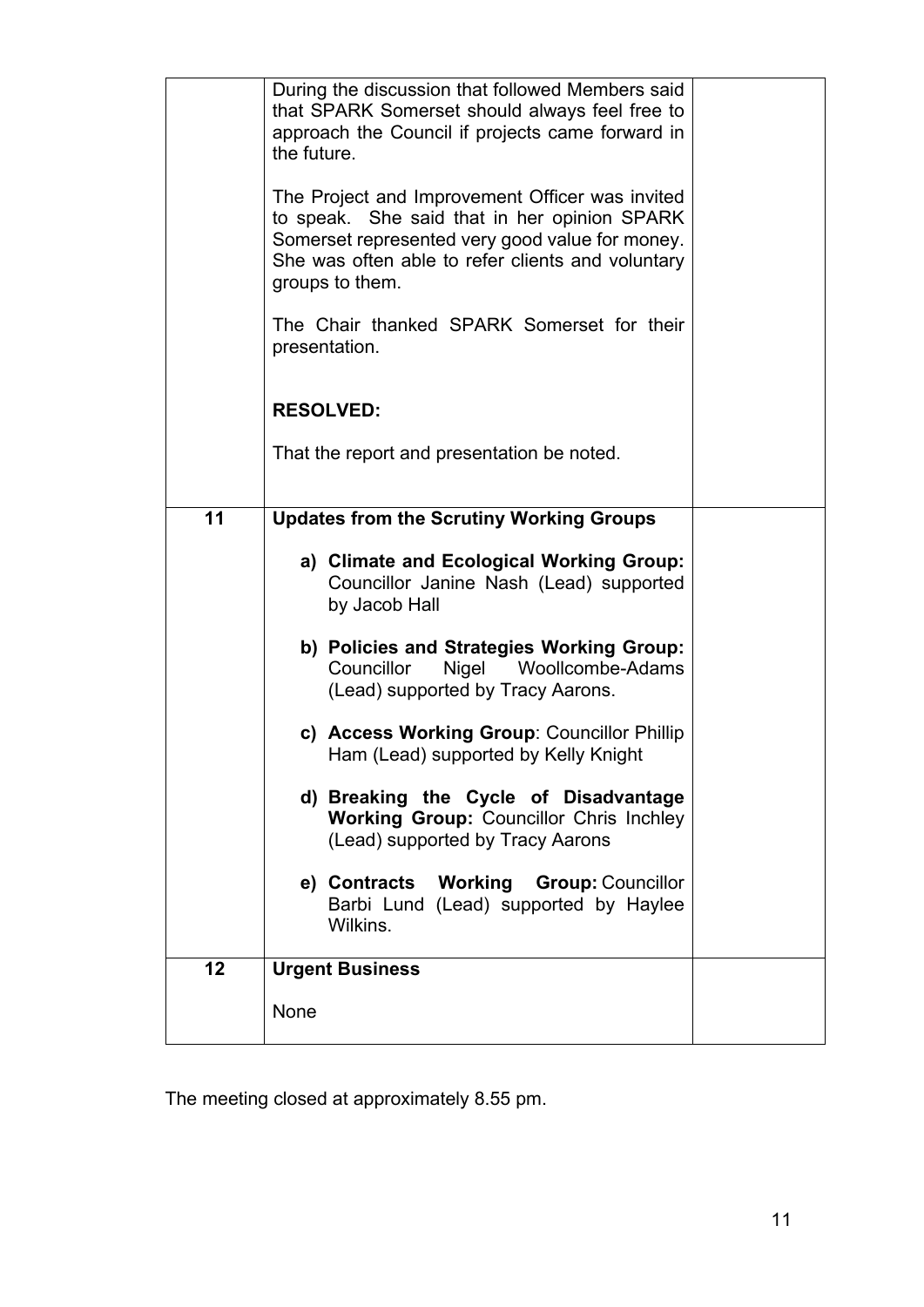| | | |
|---|---|---|
| | During the discussion that followed Members said that SPARK Somerset should always feel free to approach the Council if projects came forward in the future.<br><br>The Project and Improvement Officer was invited to speak. She said that in her opinion SPARK Somerset represented very good value for money. She was often able to refer clients and voluntary groups to them.<br><br>The Chair thanked SPARK Somerset for their presentation.<br><br>**RESOLVED:**<br><br>That the report and presentation be noted. | |
| **11** | **Updates from the Scrutiny Working Groups**<br><br>a) **Climate and Ecological Working Group:** Councillor Janine Nash (Lead) supported by Jacob Hall<br><br>b) **Policies and Strategies Working Group:** Councillor Nigel Woollcombe-Adams (Lead) supported by Tracy Aarons.<br><br>c) **Access Working Group**: Councillor Phillip Ham (Lead) supported by Kelly Knight<br><br>d) **Breaking the Cycle of Disadvantage Working Group:** Councillor Chris Inchley (Lead) supported by Tracy Aarons<br><br>e) **Contracts Working Group:** Councillor Barbi Lund (Lead) supported by Haylee Wilkins. | |
| **12** | **Urgent Business**<br><br>None | |

The meeting closed at approximately 8.55 pm.